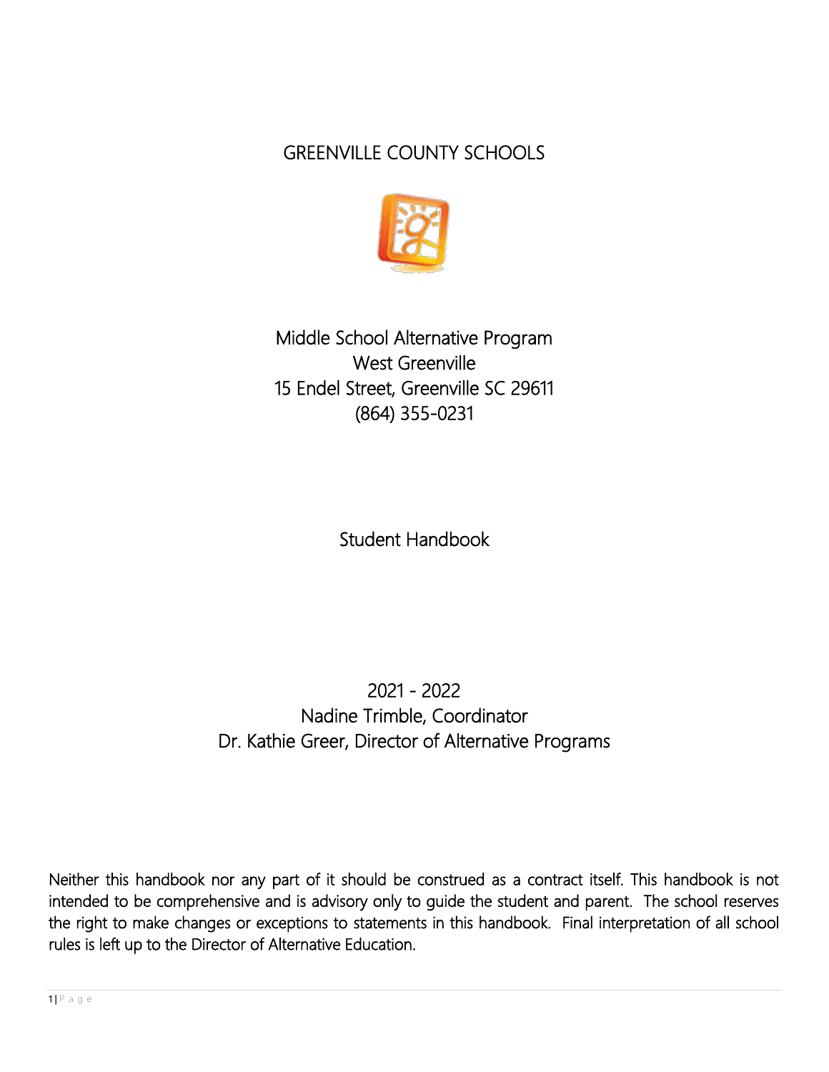# GREENVILLE COUNTY SCHOOLS

## Middle School Alternative Program
West Greenville
15 Endel Street, Greenville SC 29611
(864) 355-0231

## Student Handbook

2021 - 2022
Nadine Trimble, Coordinator
Dr. Kathie Greer, Director of Alternative Programs

Neither this handbook nor any part of it should be construed as a contract itself. This handbook is not intended to be comprehensive and is advisory only to guide the student and parent. The school reserves the right to make changes or exceptions to statements in this handbook. Final interpretation of all school rules is left up to the Director of Alternative Education.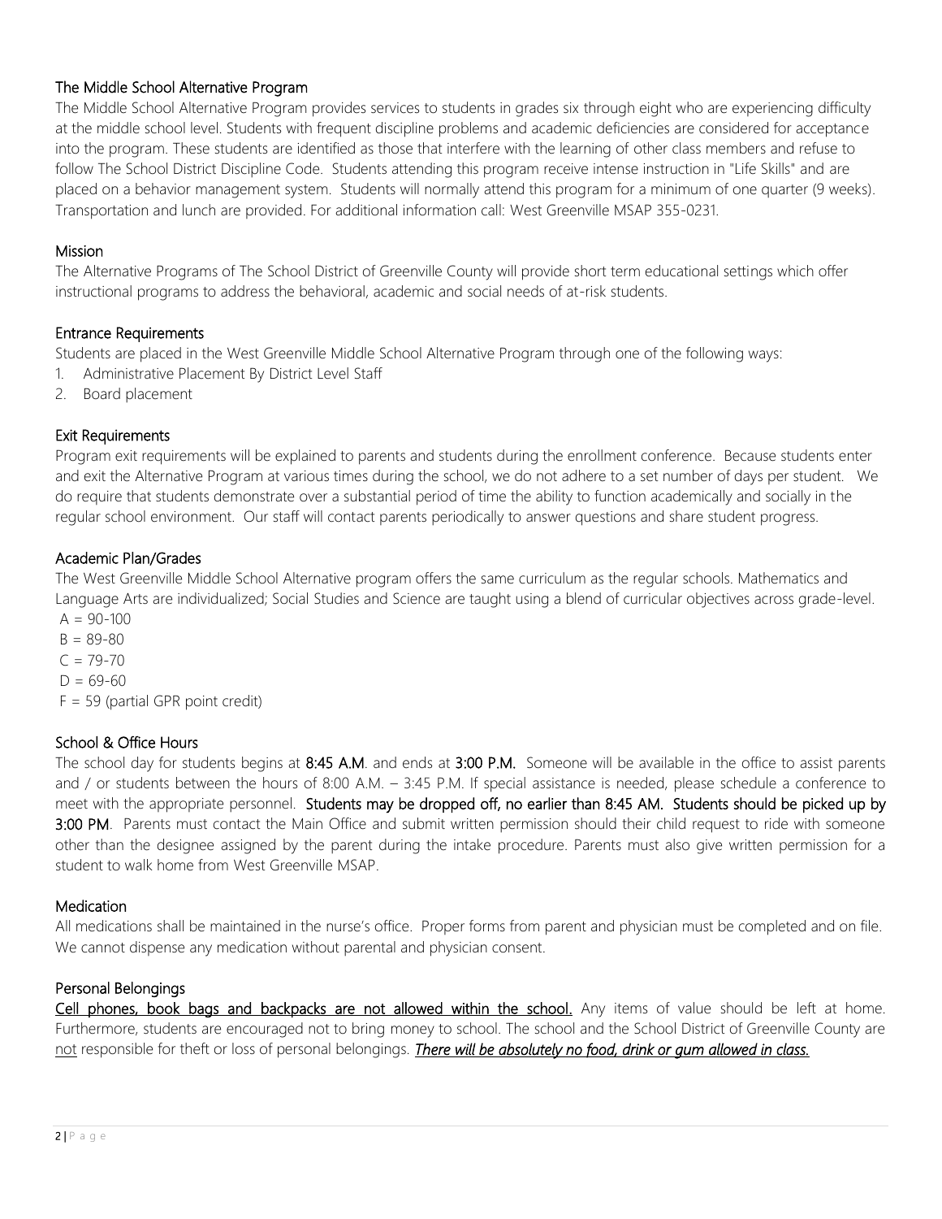## The Middle School Alternative Program

The Middle School Alternative Program provides services to students in grades six through eight who are experiencing difficulty at the middle school level. Students with frequent discipline problems and academic deficiencies are considered for acceptance into the program. These students are identified as those that interfere with the learning of other class members and refuse to follow The School District Discipline Code. Students attending this program receive intense instruction in "Life Skills" and are placed on a behavior management system. Students will normally attend this program for a minimum of one quarter (9 weeks). Transportation and lunch are provided. For additional information call: West Greenville MSAP 355-0231.

## Mission

The Alternative Programs of The School District of Greenville County will provide short term educational settings which offer instructional programs to address the behavioral, academic and social needs of at-risk students.

## Entrance Requirements

Students are placed in the West Greenville Middle School Alternative Program through one of the following ways:

1. Administrative Placement By District Level Staff
2. Board placement

## Exit Requirements

Program exit requirements will be explained to parents and students during the enrollment conference. Because students enter and exit the Alternative Program at various times during the school, we do not adhere to a set number of days per student. We do require that students demonstrate over a substantial period of time the ability to function academically and socially in the regular school environment. Our staff will contact parents periodically to answer questions and share student progress.

## Academic Plan/Grades

The West Greenville Middle School Alternative program offers the same curriculum as the regular schools. Mathematics and Language Arts are individualized; Social Studies and Science are taught using a blend of curricular objectives across grade-level.

A = 90-100
B = 89-80
C = 79-70
D = 69-60
F = 59 (partial GPR point credit)

## School & Office Hours

The school day for students begins at **8:45 A.M**. and ends at **3:00 P.M.** Someone will be available in the office to assist parents and / or students between the hours of 8:00 A.M. – 3:45 P.M. If special assistance is needed, please schedule a conference to meet with the appropriate personnel. **Students may be dropped off, no earlier than 8:45 AM. Students should be picked up by 3:00 PM**. Parents must contact the Main Office and submit written permission should their child request to ride with someone other than the designee assigned by the parent during the intake procedure. Parents must also give written permission for a student to walk home from West Greenville MSAP.

## Medication

All medications shall be maintained in the nurse's office. Proper forms from parent and physician must be completed and on file. We cannot dispense any medication without parental and physician consent.

## Personal Belongings

<u>Cell phones, book bags and backpacks are not allowed within the school.</u> Any items of value should be left at home. Furthermore, students are encouraged not to bring money to school. The school and the School District of Greenville County are <u>not</u> responsible for theft or loss of personal belongings. ***<u>There will be absolutely no food, drink or gum allowed in class.</u>***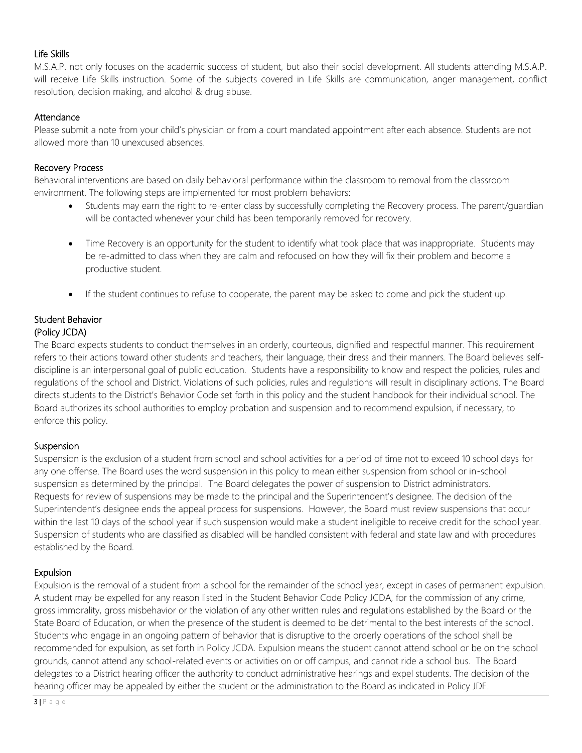## Life Skills

M.S.A.P. not only focuses on the academic success of student, but also their social development. All students attending M.S.A.P. will receive Life Skills instruction. Some of the subjects covered in Life Skills are communication, anger management, conflict resolution, decision making, and alcohol & drug abuse.

## Attendance

Please submit a note from your child's physician or from a court mandated appointment after each absence. Students are not allowed more than 10 unexcused absences.

## Recovery Process

Behavioral interventions are based on daily behavioral performance within the classroom to removal from the classroom environment. The following steps are implemented for most problem behaviors:

- Students may earn the right to re-enter class by successfully completing the Recovery process. The parent/guardian will be contacted whenever your child has been temporarily removed for recovery.
- Time Recovery is an opportunity for the student to identify what took place that was inappropriate. Students may be re-admitted to class when they are calm and refocused on how they will fix their problem and become a productive student.
- If the student continues to refuse to cooperate, the parent may be asked to come and pick the student up.

## Student Behavior
## (Policy JCDA)

The Board expects students to conduct themselves in an orderly, courteous, dignified and respectful manner. This requirement refers to their actions toward other students and teachers, their language, their dress and their manners. The Board believes self-discipline is an interpersonal goal of public education. Students have a responsibility to know and respect the policies, rules and regulations of the school and District. Violations of such policies, rules and regulations will result in disciplinary actions. The Board directs students to the District's Behavior Code set forth in this policy and the student handbook for their individual school. The Board authorizes its school authorities to employ probation and suspension and to recommend expulsion, if necessary, to enforce this policy.

## Suspension

Suspension is the exclusion of a student from school and school activities for a period of time not to exceed 10 school days for any one offense. The Board uses the word suspension in this policy to mean either suspension from school or in-school suspension as determined by the principal. The Board delegates the power of suspension to District administrators. Requests for review of suspensions may be made to the principal and the Superintendent's designee. The decision of the Superintendent's designee ends the appeal process for suspensions. However, the Board must review suspensions that occur within the last 10 days of the school year if such suspension would make a student ineligible to receive credit for the school year. Suspension of students who are classified as disabled will be handled consistent with federal and state law and with procedures established by the Board.

## Expulsion

Expulsion is the removal of a student from a school for the remainder of the school year, except in cases of permanent expulsion. A student may be expelled for any reason listed in the Student Behavior Code Policy JCDA, for the commission of any crime, gross immorality, gross misbehavior or the violation of any other written rules and regulations established by the Board or the State Board of Education, or when the presence of the student is deemed to be detrimental to the best interests of the school. Students who engage in an ongoing pattern of behavior that is disruptive to the orderly operations of the school shall be recommended for expulsion, as set forth in Policy JCDA. Expulsion means the student cannot attend school or be on the school grounds, cannot attend any school-related events or activities on or off campus, and cannot ride a school bus. The Board delegates to a District hearing officer the authority to conduct administrative hearings and expel students. The decision of the hearing officer may be appealed by either the student or the administration to the Board as indicated in Policy JDE.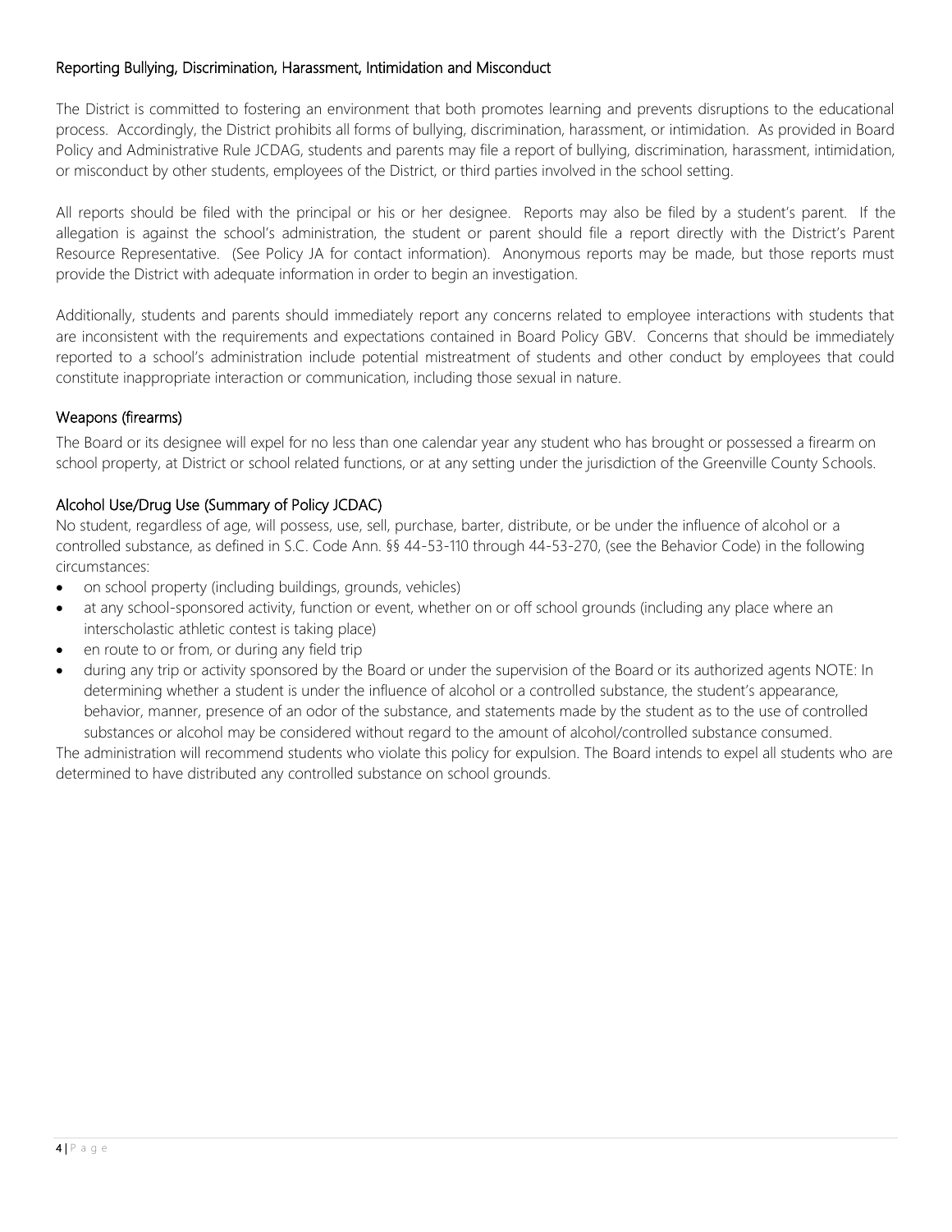## Reporting Bullying, Discrimination, Harassment, Intimidation and Misconduct

The District is committed to fostering an environment that both promotes learning and prevents disruptions to the educational process. Accordingly, the District prohibits all forms of bullying, discrimination, harassment, or intimidation. As provided in Board Policy and Administrative Rule JCDAG, students and parents may file a report of bullying, discrimination, harassment, intimidation, or misconduct by other students, employees of the District, or third parties involved in the school setting.

All reports should be filed with the principal or his or her designee. Reports may also be filed by a student's parent. If the allegation is against the school's administration, the student or parent should file a report directly with the District's Parent Resource Representative. (See Policy JA for contact information). Anonymous reports may be made, but those reports must provide the District with adequate information in order to begin an investigation.

Additionally, students and parents should immediately report any concerns related to employee interactions with students that are inconsistent with the requirements and expectations contained in Board Policy GBV. Concerns that should be immediately reported to a school's administration include potential mistreatment of students and other conduct by employees that could constitute inappropriate interaction or communication, including those sexual in nature.

## Weapons (firearms)

The Board or its designee will expel for no less than one calendar year any student who has brought or possessed a firearm on school property, at District or school related functions, or at any setting under the jurisdiction of the Greenville County Schools.

## Alcohol Use/Drug Use (Summary of Policy JCDAC)

No student, regardless of age, will possess, use, sell, purchase, barter, distribute, or be under the influence of alcohol or a controlled substance, as defined in S.C. Code Ann. §§ 44-53-110 through 44-53-270, (see the Behavior Code) in the following circumstances:

- on school property (including buildings, grounds, vehicles)
- at any school-sponsored activity, function or event, whether on or off school grounds (including any place where an interscholastic athletic contest is taking place)
- en route to or from, or during any field trip
- during any trip or activity sponsored by the Board or under the supervision of the Board or its authorized agents NOTE: In determining whether a student is under the influence of alcohol or a controlled substance, the student's appearance, behavior, manner, presence of an odor of the substance, and statements made by the student as to the use of controlled substances or alcohol may be considered without regard to the amount of alcohol/controlled substance consumed.

The administration will recommend students who violate this policy for expulsion. The Board intends to expel all students who are determined to have distributed any controlled substance on school grounds.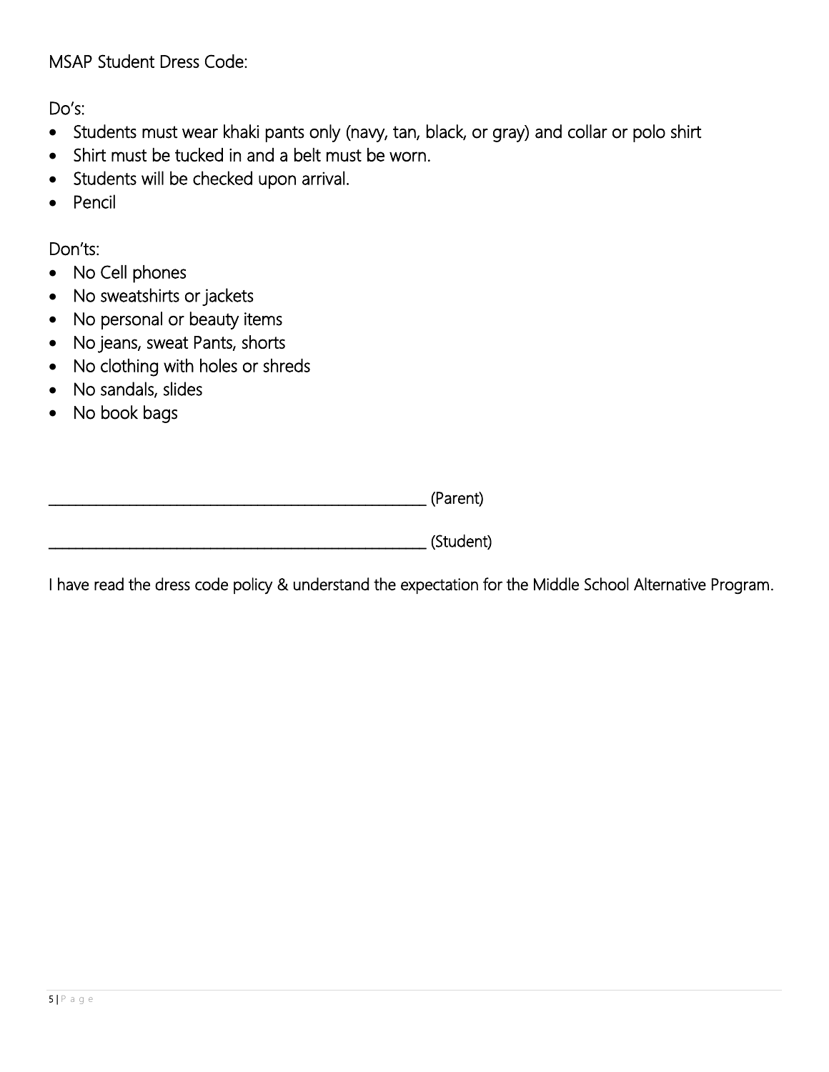MSAP Student Dress Code:

Do's:

- Students must wear khaki pants only (navy, tan, black, or gray) and collar or polo shirt
- Shirt must be tucked in and a belt must be worn.
- Students will be checked upon arrival.
- Pencil

Don'ts:

- No Cell phones
- No sweatshirts or jackets
- No personal or beauty items
- No jeans, sweat Pants, shorts
- No clothing with holes or shreds
- No sandals, slides
- No book bags

_______________________________________________ (Parent)

_______________________________________________ (Student)

I have read the dress code policy & understand the expectation for the Middle School Alternative Program.